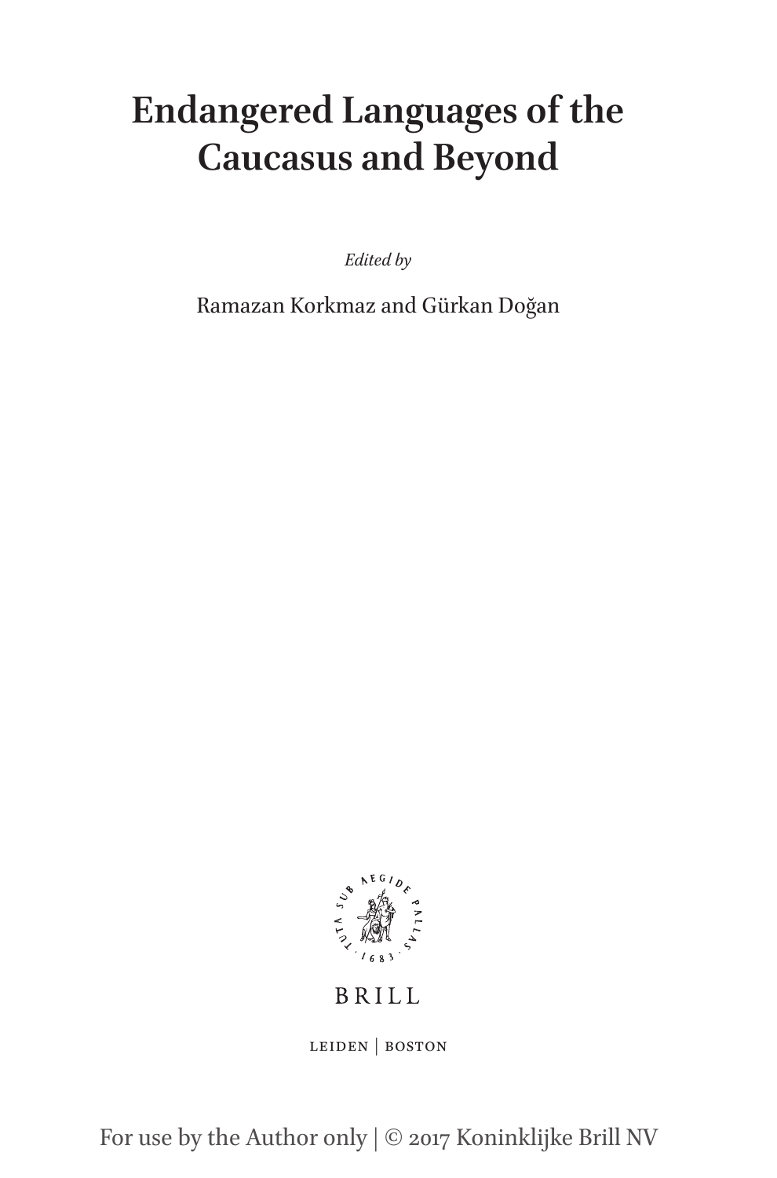# Endangered Languages of the Caucasus and Beyond

*Edited by*

Ramazan Korkmaz and Gürkan Doğan

BRILL

LEIDEN | BOSTON

For use by the Author only | © 2017 Koninklijke Brill NV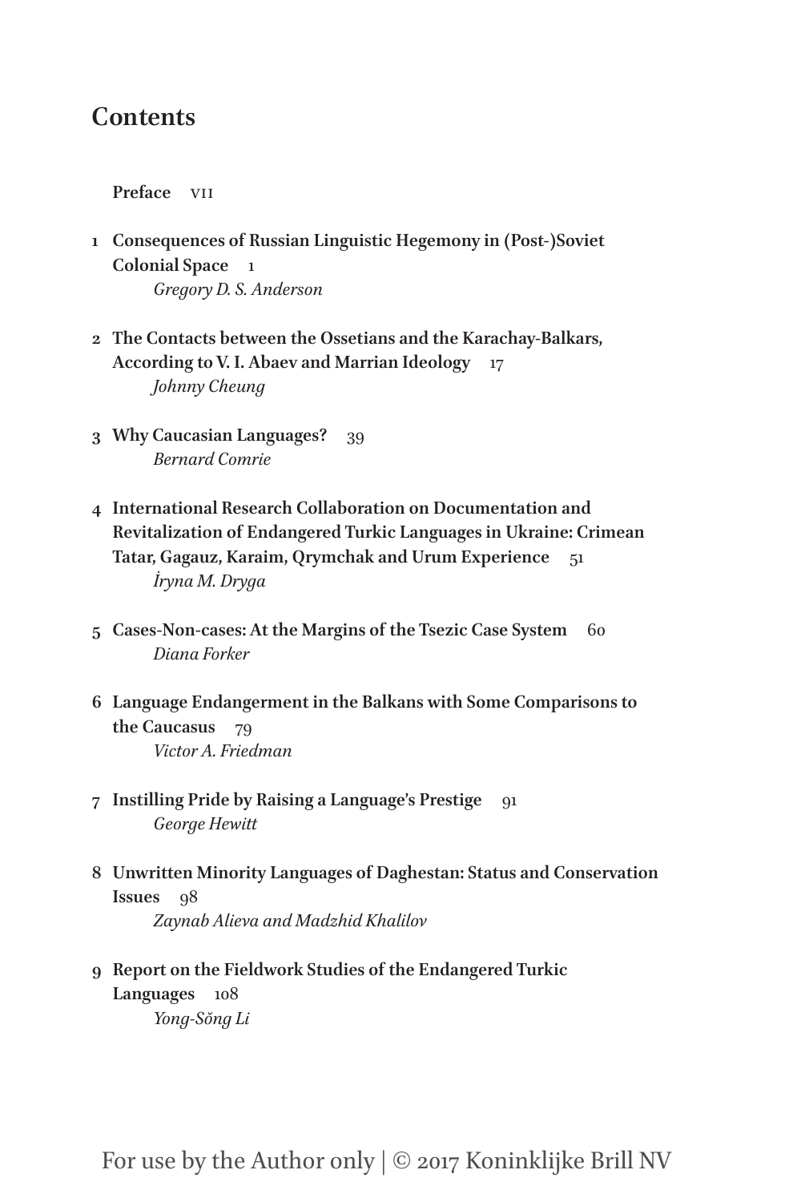# Contents

**Preface** vii

1 **Consequences of Russian Linguistic Hegemony in (Post-)Soviet Colonial Space** 1
*Gregory D. S. Anderson*

2 **The Contacts between the Ossetians and the Karachay-Balkars, According to V. I. Abaev and Marrian Ideology** 17
*Johnny Cheung*

3 **Why Caucasian Languages?** 39
*Bernard Comrie*

4 **International Research Collaboration on Documentation and Revitalization of Endangered Turkic Languages in Ukraine: Crimean Tatar, Gagauz, Karaim, Qrymchak and Urum Experience** 51
*İryna M. Dryga*

5 **Cases-Non-cases: At the Margins of the Tsezic Case System** 60
*Diana Forker*

6 **Language Endangerment in the Balkans with Some Comparisons to the Caucasus** 79
*Victor A. Friedman*

7 **Instilling Pride by Raising a Language's Prestige** 91
*George Hewitt*

8 **Unwritten Minority Languages of Daghestan: Status and Conservation Issues** 98
*Zaynab Alieva and Madzhid Khalilov*

9 **Report on the Fieldwork Studies of the Endangered Turkic Languages** 108
*Yong-Sŏng Li*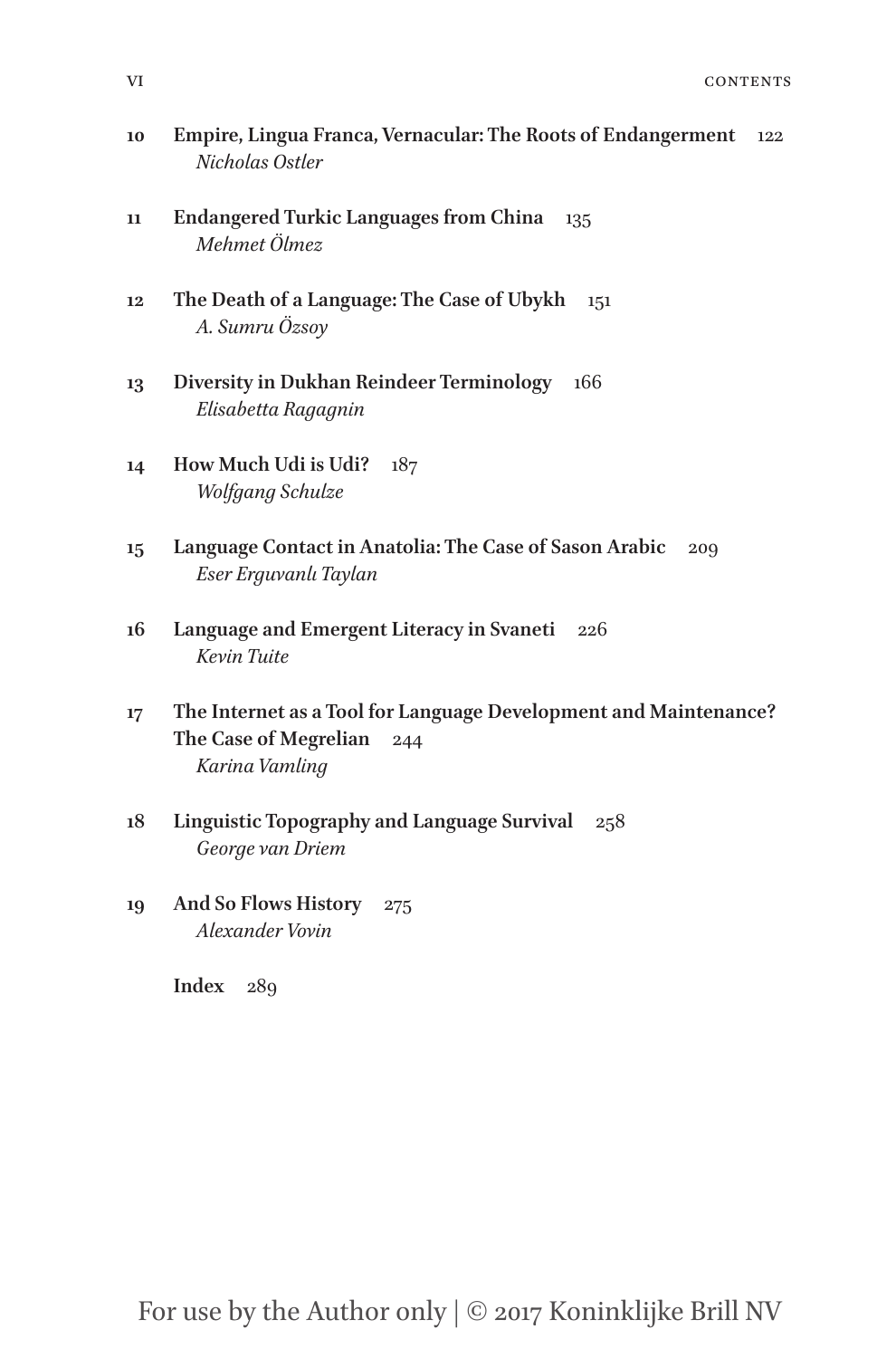10 **Empire, Lingua Franca, Vernacular: The Roots of Endangerment** 122
*Nicholas Ostler*

11 **Endangered Turkic Languages from China** 135
*Mehmet Ölmez*

12 **The Death of a Language: The Case of Ubykh** 151
*A. Sumru Özsoy*

13 **Diversity in Dukhan Reindeer Terminology** 166
*Elisabetta Ragagnin*

14 **How Much Udi is Udi?** 187
*Wolfgang Schulze*

15 **Language Contact in Anatolia: The Case of Sason Arabic** 209
*Eser Erguvanlı Taylan*

16 **Language and Emergent Literacy in Svaneti** 226
*Kevin Tuite*

17 **The Internet as a Tool for Language Development and Maintenance? The Case of Megrelian** 244
*Karina Vamling*

18 **Linguistic Topography and Language Survival** 258
*George van Driem*

19 **And So Flows History** 275
*Alexander Vovin*

**Index** 289

For use by the Author only | © 2017 Koninklijke Brill NV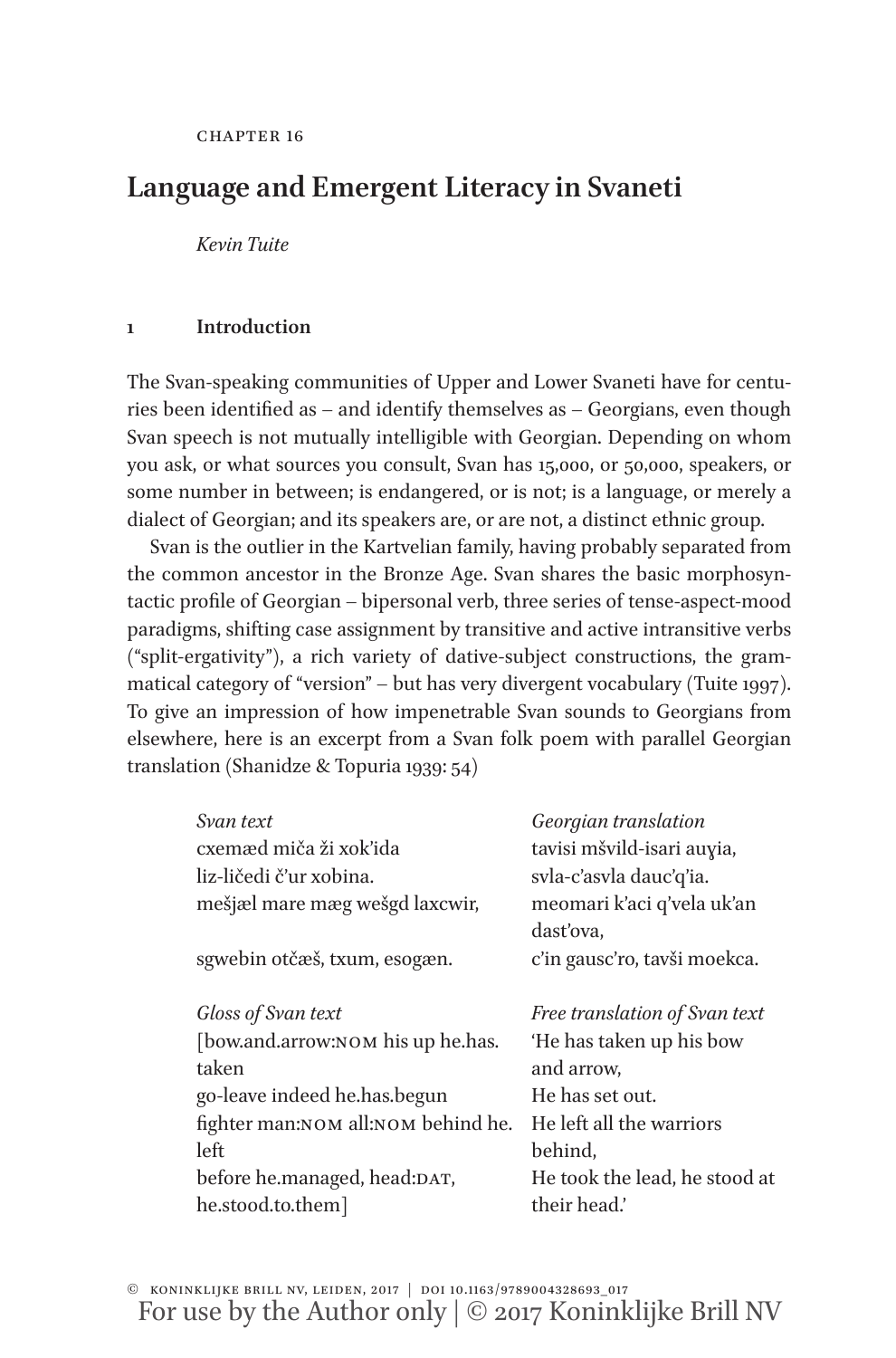CHAPTER 16

# Language and Emergent Literacy in Svaneti

*Kevin Tuite*

## 1 Introduction

The Svan-speaking communities of Upper and Lower Svaneti have for centuries been identified as – and identify themselves as – Georgians, even though Svan speech is not mutually intelligible with Georgian. Depending on whom you ask, or what sources you consult, Svan has 15,000, or 50,000, speakers, or some number in between; is endangered, or is not; is a language, or merely a dialect of Georgian; and its speakers are, or are not, a distinct ethnic group.

Svan is the outlier in the Kartvelian family, having probably separated from the common ancestor in the Bronze Age. Svan shares the basic morphosyntactic profile of Georgian – bipersonal verb, three series of tense-aspect-mood paradigms, shifting case assignment by transitive and active intransitive verbs ("split-ergativity"), a rich variety of dative-subject constructions, the grammatical category of "version" – but has very divergent vocabulary (Tuite 1997). To give an impression of how impenetrable Svan sounds to Georgians from elsewhere, here is an excerpt from a Svan folk poem with parallel Georgian translation (Shanidze & Topuria 1939: 54)

| *Svan text* | *Georgian translation* |
|---|---|
| cxemæd miča ži xok'ida | tavisi mšvild-isari auɣia, |
| liz-ličedi č'ur xobina. | svla-c'asvla dauc'q'ia. |
| mešjæl mare mæg wešgd laxcwir, | meomari k'aci q'vela uk'an dast'ova, |
| sgwebin otčæš, txum, esogæn. | c'in gausc'ro, tavši moekca. |

| *Gloss of Svan text* | *Free translation of Svan text* |
|---|---|
| [bow.and.arrow:NOM his up he.has.taken | 'He has taken up his bow and arrow, |
| go-leave indeed he.has.begun | He has set out. |
| fighter man:NOM all:NOM behind he.left | He left all the warriors behind, |
| before he.managed, head:DAT, he.stood.to.them] | He took the lead, he stood at their head.' |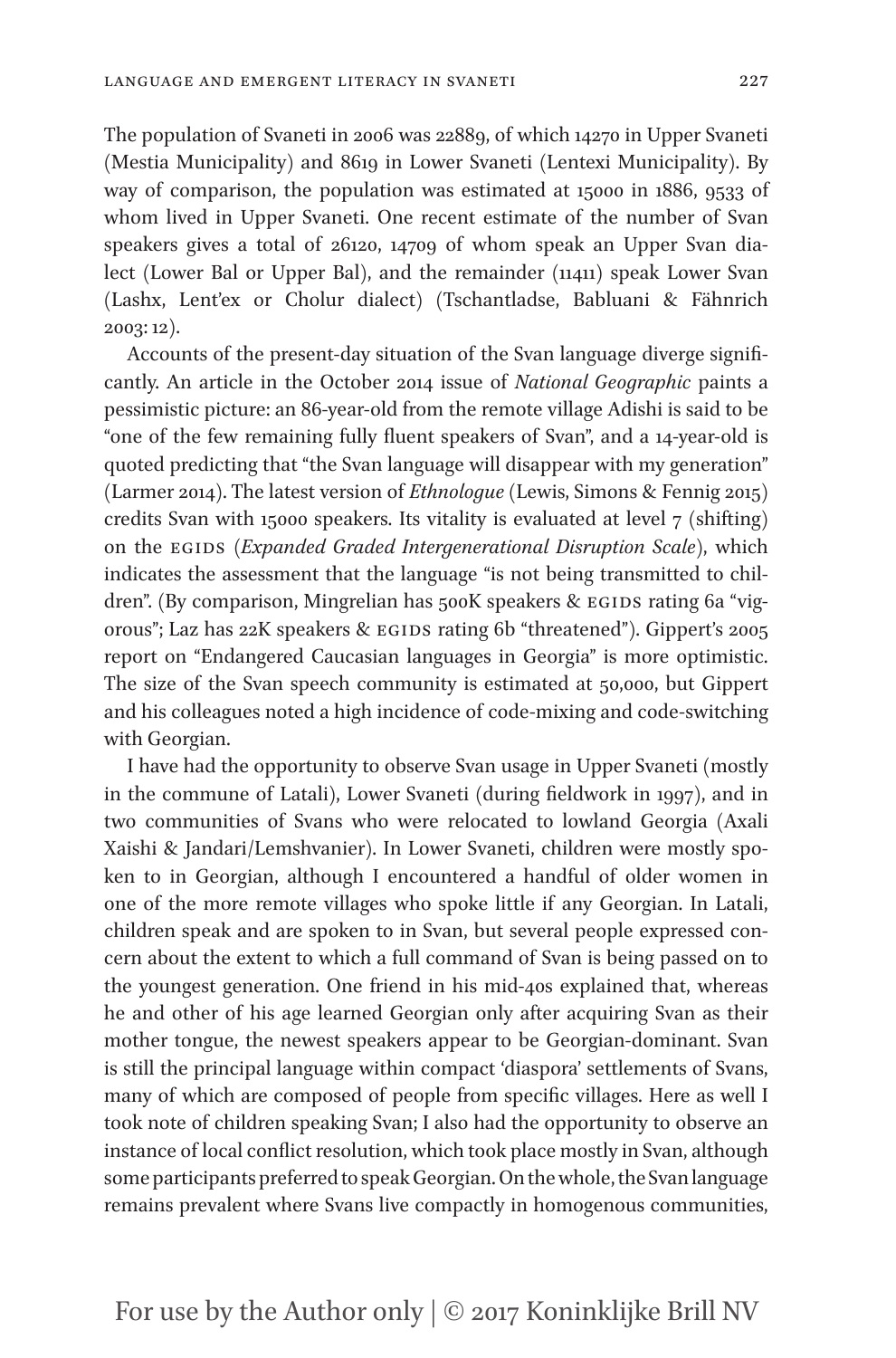The population of Svaneti in 2006 was 22889, of which 14270 in Upper Svaneti (Mestia Municipality) and 8619 in Lower Svaneti (Lentexi Municipality). By way of comparison, the population was estimated at 15000 in 1886, 9533 of whom lived in Upper Svaneti. One recent estimate of the number of Svan speakers gives a total of 26120, 14709 of whom speak an Upper Svan dialect (Lower Bal or Upper Bal), and the remainder (11411) speak Lower Svan (Lashx, Lent'ex or Cholur dialect) (Tschantladse, Babluani & Fähnrich 2003: 12).

Accounts of the present-day situation of the Svan language diverge significantly. An article in the October 2014 issue of *National Geographic* paints a pessimistic picture: an 86-year-old from the remote village Adishi is said to be "one of the few remaining fully fluent speakers of Svan", and a 14-year-old is quoted predicting that "the Svan language will disappear with my generation" (Larmer 2014). The latest version of *Ethnologue* (Lewis, Simons & Fennig 2015) credits Svan with 15000 speakers. Its vitality is evaluated at level 7 (shifting) on the EGIDS (*Expanded Graded Intergenerational Disruption Scale*), which indicates the assessment that the language "is not being transmitted to children". (By comparison, Mingrelian has 500K speakers & EGIDS rating 6a "vigorous"; Laz has 22K speakers & EGIDS rating 6b "threatened"). Gippert's 2005 report on "Endangered Caucasian languages in Georgia" is more optimistic. The size of the Svan speech community is estimated at 50,000, but Gippert and his colleagues noted a high incidence of code-mixing and code-switching with Georgian.

I have had the opportunity to observe Svan usage in Upper Svaneti (mostly in the commune of Latali), Lower Svaneti (during fieldwork in 1997), and in two communities of Svans who were relocated to lowland Georgia (Axali Xaishi & Jandari/Lemshvanier). In Lower Svaneti, children were mostly spoken to in Georgian, although I encountered a handful of older women in one of the more remote villages who spoke little if any Georgian. In Latali, children speak and are spoken to in Svan, but several people expressed concern about the extent to which a full command of Svan is being passed on to the youngest generation. One friend in his mid-40s explained that, whereas he and other of his age learned Georgian only after acquiring Svan as their mother tongue, the newest speakers appear to be Georgian-dominant. Svan is still the principal language within compact 'diaspora' settlements of Svans, many of which are composed of people from specific villages. Here as well I took note of children speaking Svan; I also had the opportunity to observe an instance of local conflict resolution, which took place mostly in Svan, although some participants preferred to speak Georgian. On the whole, the Svan language remains prevalent where Svans live compactly in homogenous communities,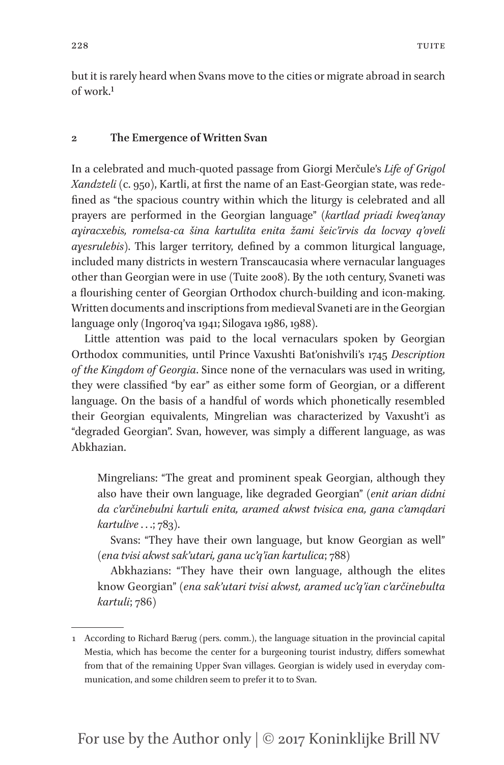but it is rarely heard when Svans move to the cities or migrate abroad in search of work.[1]

## 2 The Emergence of Written Svan

In a celebrated and much-quoted passage from Giorgi Merčule's *Life of Grigol Xandzteli* (c. 950), Kartli, at first the name of an East-Georgian state, was redefined as "the spacious country within which the liturgy is celebrated and all prayers are performed in the Georgian language" (*kartlad priadi kweq'anay ayiracxebis, romelsa-ca šina kartulita enita žami šeic'irvis da locvay q'oveli ayesrulebis*). This larger territory, defined by a common liturgical language, included many districts in western Transcaucasia where vernacular languages other than Georgian were in use (Tuite 2008). By the 10th century, Svaneti was a flourishing center of Georgian Orthodox church-building and icon-making. Written documents and inscriptions from medieval Svaneti are in the Georgian language only (Ingoroq'va 1941; Silogava 1986, 1988).

Little attention was paid to the local vernaculars spoken by Georgian Orthodox communities, until Prince Vaxushti Bat'onishvili's 1745 *Description of the Kingdom of Georgia*. Since none of the vernaculars was used in writing, they were classified "by ear" as either some form of Georgian, or a different language. On the basis of a handful of words which phonetically resembled their Georgian equivalents, Mingrelian was characterized by Vaxusht'i as "degraded Georgian". Svan, however, was simply a different language, as was Abkhazian.

> Mingrelians: "The great and prominent speak Georgian, although they also have their own language, like degraded Georgian" (*enit arian didni da c'arčinebulni kartuli enita, aramed akwst tvisica ena, gana c'amqdari kartulive* ...; 783).
>
> Svans: "They have their own language, but know Georgian as well" (*ena tvisi akwst sak'utari, gana uc'q'ian kartulica*; 788)
>
> Abkhazians: "They have their own language, although the elites know Georgian" (*ena sak'utari tvisi akwst, aramed uc'q'ian c'arčinebulta kartuli*; 786)

---

[1] According to Richard Bærug (pers. comm.), the language situation in the provincial capital Mestia, which has become the center for a burgeoning tourist industry, differs somewhat from that of the remaining Upper Svan villages. Georgian is widely used in everyday communication, and some children seem to prefer it to to Svan.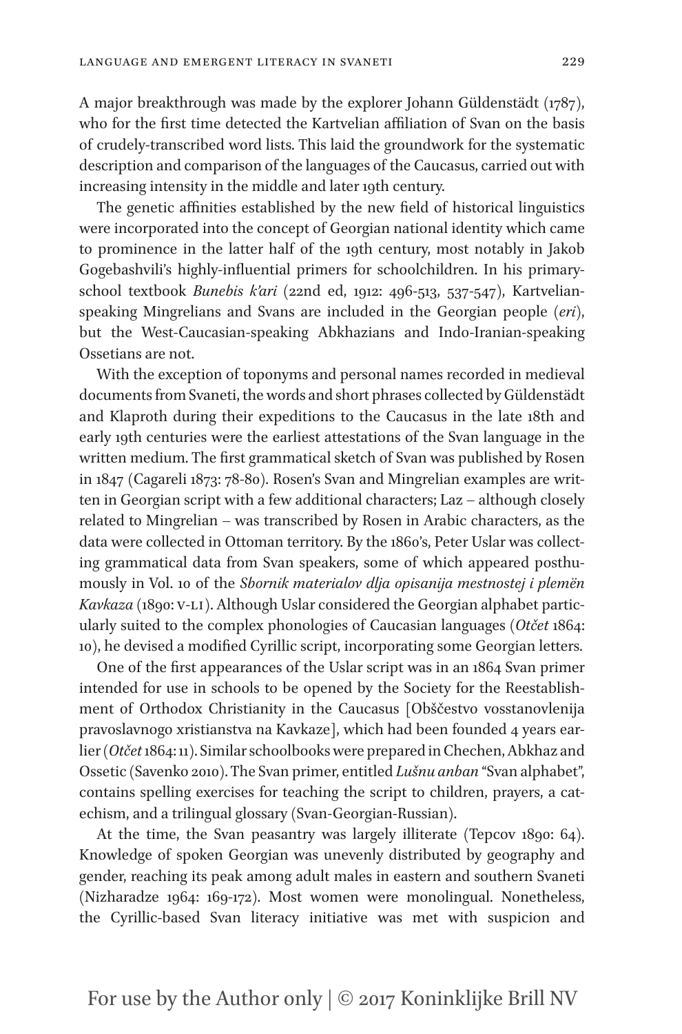A major breakthrough was made by the explorer Johann Güldenstädt (1787), who for the first time detected the Kartvelian affiliation of Svan on the basis of crudely-transcribed word lists. This laid the groundwork for the systematic description and comparison of the languages of the Caucasus, carried out with increasing intensity in the middle and later 19th century.

The genetic affinities established by the new field of historical linguistics were incorporated into the concept of Georgian national identity which came to prominence in the latter half of the 19th century, most notably in Jakob Gogebashvili's highly-influential primers for schoolchildren. In his primary-school textbook *Bunebis k'ari* (22nd ed, 1912: 496-513, 537-547), Kartvelian-speaking Mingrelians and Svans are included in the Georgian people (*eri*), but the West-Caucasian-speaking Abkhazians and Indo-Iranian-speaking Ossetians are not.

With the exception of toponyms and personal names recorded in medieval documents from Svaneti, the words and short phrases collected by Güldenstädt and Klaproth during their expeditions to the Caucasus in the late 18th and early 19th centuries were the earliest attestations of the Svan language in the written medium. The first grammatical sketch of Svan was published by Rosen in 1847 (Cagareli 1873: 78-80). Rosen's Svan and Mingrelian examples are written in Georgian script with a few additional characters; Laz – although closely related to Mingrelian – was transcribed by Rosen in Arabic characters, as the data were collected in Ottoman territory. By the 1860's, Peter Uslar was collecting grammatical data from Svan speakers, some of which appeared posthumously in Vol. 10 of the *Sbornik materialov dlja opisanija mestnostej i plemën Kavkaza* (1890: V-LI). Although Uslar considered the Georgian alphabet particularly suited to the complex phonologies of Caucasian languages (*Otčet* 1864: 10), he devised a modified Cyrillic script, incorporating some Georgian letters.

One of the first appearances of the Uslar script was in an 1864 Svan primer intended for use in schools to be opened by the Society for the Reestablishment of Orthodox Christianity in the Caucasus [Obščestvo vosstanovlenija pravoslavnogo xristianstva na Kavkaze], which had been founded 4 years earlier (*Otčet* 1864: 11). Similar schoolbooks were prepared in Chechen, Abkhaz and Ossetic (Savenko 2010). The Svan primer, entitled *Lušnu anban* "Svan alphabet", contains spelling exercises for teaching the script to children, prayers, a catechism, and a trilingual glossary (Svan-Georgian-Russian).

At the time, the Svan peasantry was largely illiterate (Tepcov 1890: 64). Knowledge of spoken Georgian was unevenly distributed by geography and gender, reaching its peak among adult males in eastern and southern Svaneti (Nizharadze 1964: 169-172). Most women were monolingual. Nonetheless, the Cyrillic-based Svan literacy initiative was met with suspicion and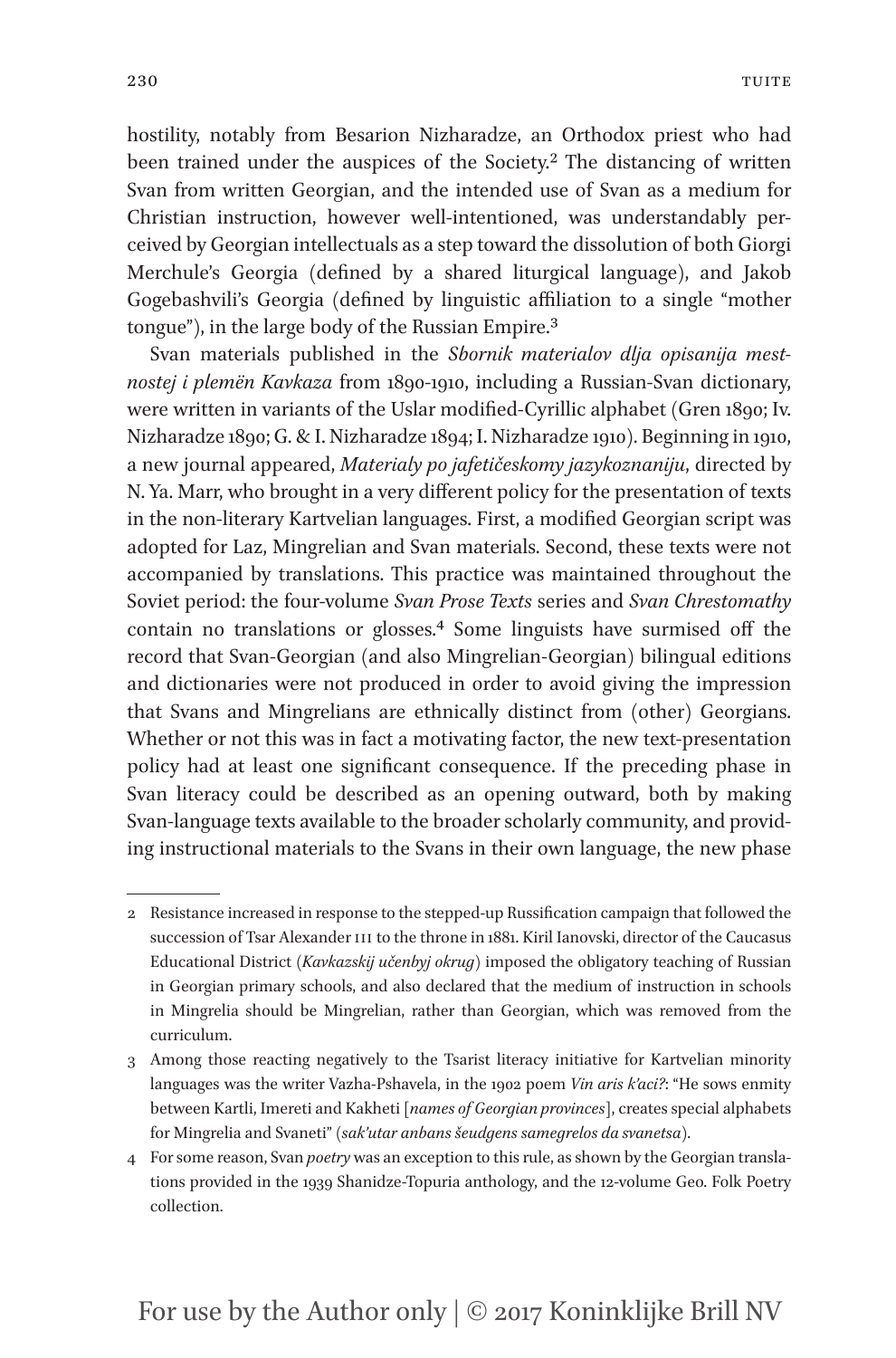hostility, notably from Besarion Nizharadze, an Orthodox priest who had been trained under the auspices of the Society.[2] The distancing of written Svan from written Georgian, and the intended use of Svan as a medium for Christian instruction, however well-intentioned, was understandably perceived by Georgian intellectuals as a step toward the dissolution of both Giorgi Merchule's Georgia (defined by a shared liturgical language), and Jakob Gogebashvili's Georgia (defined by linguistic affiliation to a single "mother tongue"), in the large body of the Russian Empire.[3]

Svan materials published in the *Sbornik materialov dlja opisanija mestnostej i plemën Kavkaza* from 1890-1910, including a Russian-Svan dictionary, were written in variants of the Uslar modified-Cyrillic alphabet (Gren 1890; Iv. Nizharadze 1890; G. & I. Nizharadze 1894; I. Nizharadze 1910). Beginning in 1910, a new journal appeared, *Materialy po jafetičeskomy jazykoznaniju*, directed by N. Ya. Marr, who brought in a very different policy for the presentation of texts in the non-literary Kartvelian languages. First, a modified Georgian script was adopted for Laz, Mingrelian and Svan materials. Second, these texts were not accompanied by translations. This practice was maintained throughout the Soviet period: the four-volume *Svan Prose Texts* series and *Svan Chrestomathy* contain no translations or glosses.[4] Some linguists have surmised off the record that Svan-Georgian (and also Mingrelian-Georgian) bilingual editions and dictionaries were not produced in order to avoid giving the impression that Svans and Mingrelians are ethnically distinct from (other) Georgians. Whether or not this was in fact a motivating factor, the new text-presentation policy had at least one significant consequence. If the preceding phase in Svan literacy could be described as an opening outward, both by making Svan-language texts available to the broader scholarly community, and providing instructional materials to the Svans in their own language, the new phase

---

2 Resistance increased in response to the stepped-up Russification campaign that followed the succession of Tsar Alexander III to the throne in 1881. Kiril Ianovski, director of the Caucasus Educational District (*Kavkazskij učenbyj okrug*) imposed the obligatory teaching of Russian in Georgian primary schools, and also declared that the medium of instruction in schools in Mingrelia should be Mingrelian, rather than Georgian, which was removed from the curriculum.

3 Among those reacting negatively to the Tsarist literacy initiative for Kartvelian minority languages was the writer Vazha-Pshavela, in the 1902 poem *Vin aris k'aci?*: "He sows enmity between Kartli, Imereti and Kakheti [*names of Georgian provinces*], creates special alphabets for Mingrelia and Svaneti" (*sak'utar anbans šeudgens samegrelos da svanetsa*).

4 For some reason, Svan *poetry* was an exception to this rule, as shown by the Georgian translations provided in the 1939 Shanidze-Topuria anthology, and the 12-volume Geo. Folk Poetry collection.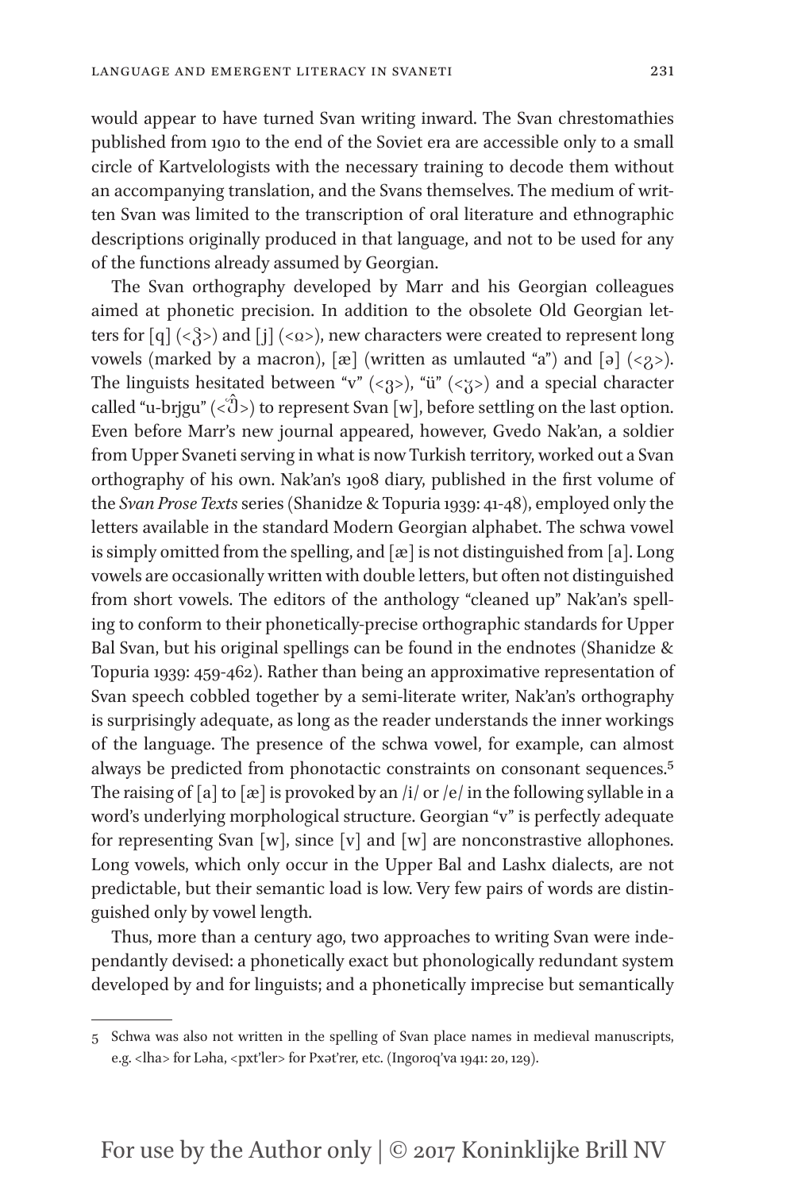would appear to have turned Svan writing inward. The Svan chrestomathies published from 1910 to the end of the Soviet era are accessible only to a small circle of Kartvelologists with the necessary training to decode them without an accompanying translation, and the Svans themselves. The medium of written Svan was limited to the transcription of oral literature and ethnographic descriptions originally produced in that language, and not to be used for any of the functions already assumed by Georgian.

The Svan orthography developed by Marr and his Georgian colleagues aimed at phonetic precision. In addition to the obsolete Old Georgian letters for [q] (<ჴ>) and [j] (<ჲ>), new characters were created to represent long vowels (marked by a macron), [æ] (written as umlauted "a") and [ə] (<ჷ>). The linguists hesitated between "v" (<ვ>), "ü" (<ჳ>) and a special character called "u-brjgu" (<ჭ̂>) to represent Svan [w], before settling on the last option. Even before Marr's new journal appeared, however, Gvedo Nak'an, a soldier from Upper Svaneti serving in what is now Turkish territory, worked out a Svan orthography of his own. Nak'an's 1908 diary, published in the first volume of the *Svan Prose Texts* series (Shanidze & Topuria 1939: 41-48), employed only the letters available in the standard Modern Georgian alphabet. The schwa vowel is simply omitted from the spelling, and [æ] is not distinguished from [a]. Long vowels are occasionally written with double letters, but often not distinguished from short vowels. The editors of the anthology "cleaned up" Nak'an's spelling to conform to their phonetically-precise orthographic standards for Upper Bal Svan, but his original spellings can be found in the endnotes (Shanidze & Topuria 1939: 459-462). Rather than being an approximative representation of Svan speech cobbled together by a semi-literate writer, Nak'an's orthography is surprisingly adequate, as long as the reader understands the inner workings of the language. The presence of the schwa vowel, for example, can almost always be predicted from phonotactic constraints on consonant sequences.[5] The raising of [a] to [æ] is provoked by an /i/ or /e/ in the following syllable in a word's underlying morphological structure. Georgian "v" is perfectly adequate for representing Svan [w], since [v] and [w] are nonconstrastive allophones. Long vowels, which only occur in the Upper Bal and Lashx dialects, are not predictable, but their semantic load is low. Very few pairs of words are distinguished only by vowel length.

Thus, more than a century ago, two approaches to writing Svan were independantly devised: a phonetically exact but phonologically redundant system developed by and for linguists; and a phonetically imprecise but semantically

---

5 Schwa was also not written in the spelling of Svan place names in medieval manuscripts, e.g. <lha> for Ləha, <pxt'ler> for Pxət'rer, etc. (Ingoroq'va 1941: 20, 129).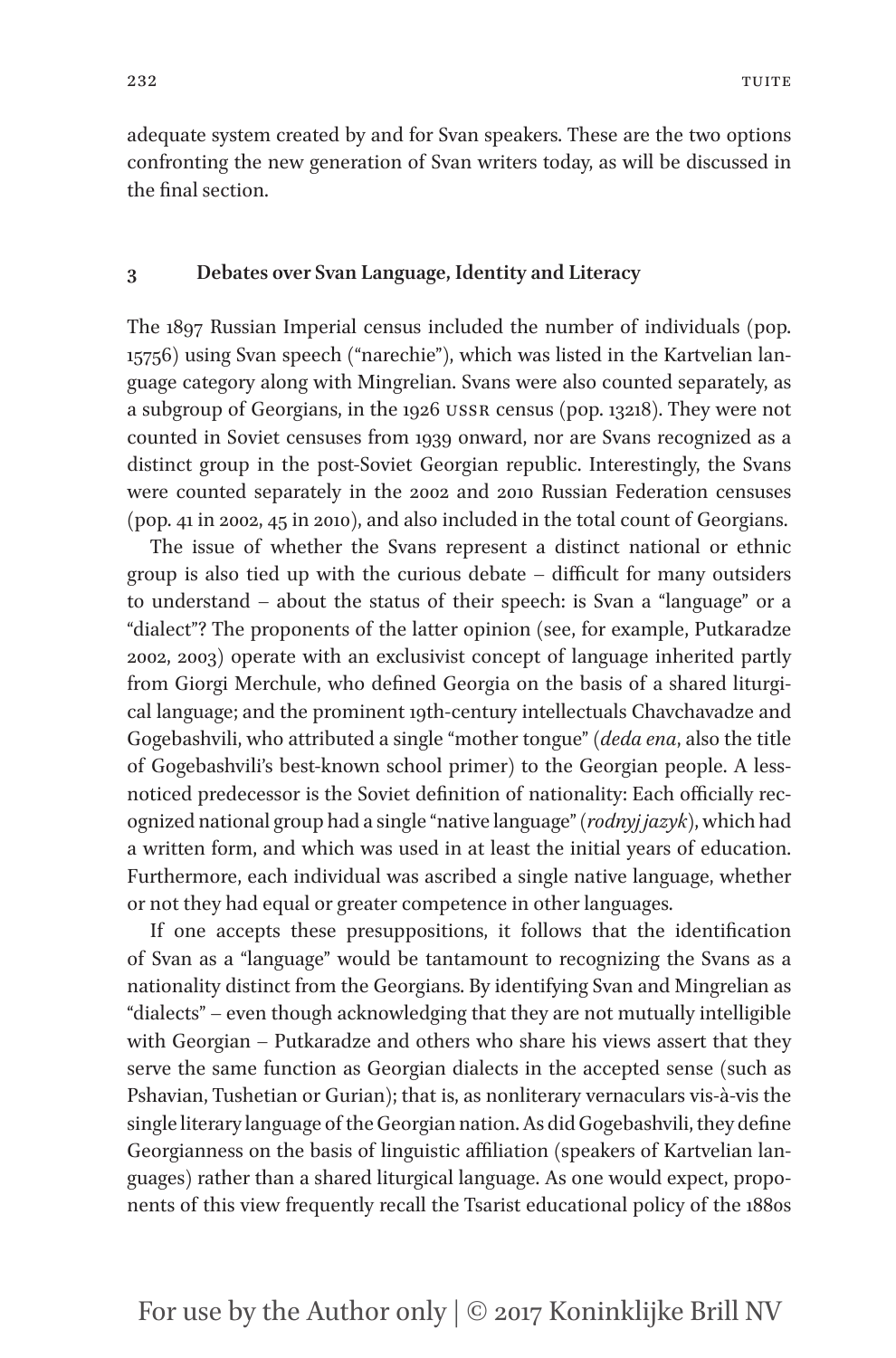adequate system created by and for Svan speakers. These are the two options confronting the new generation of Svan writers today, as will be discussed in the final section.

## 3 Debates over Svan Language, Identity and Literacy

The 1897 Russian Imperial census included the number of individuals (pop. 15756) using Svan speech ("narechie"), which was listed in the Kartvelian language category along with Mingrelian. Svans were also counted separately, as a subgroup of Georgians, in the 1926 USSR census (pop. 13218). They were not counted in Soviet censuses from 1939 onward, nor are Svans recognized as a distinct group in the post-Soviet Georgian republic. Interestingly, the Svans were counted separately in the 2002 and 2010 Russian Federation censuses (pop. 41 in 2002, 45 in 2010), and also included in the total count of Georgians.

The issue of whether the Svans represent a distinct national or ethnic group is also tied up with the curious debate – difficult for many outsiders to understand – about the status of their speech: is Svan a "language" or a "dialect"? The proponents of the latter opinion (see, for example, Putkaradze 2002, 2003) operate with an exclusivist concept of language inherited partly from Giorgi Merchule, who defined Georgia on the basis of a shared liturgical language; and the prominent 19th-century intellectuals Chavchavadze and Gogebashvili, who attributed a single "mother tongue" (*deda ena*, also the title of Gogebashvili's best-known school primer) to the Georgian people. A less-noticed predecessor is the Soviet definition of nationality: Each officially recognized national group had a single "native language" (*rodnyj jazyk*), which had a written form, and which was used in at least the initial years of education. Furthermore, each individual was ascribed a single native language, whether or not they had equal or greater competence in other languages.

If one accepts these presuppositions, it follows that the identification of Svan as a "language" would be tantamount to recognizing the Svans as a nationality distinct from the Georgians. By identifying Svan and Mingrelian as "dialects" – even though acknowledging that they are not mutually intelligible with Georgian – Putkaradze and others who share his views assert that they serve the same function as Georgian dialects in the accepted sense (such as Pshavian, Tushetian or Gurian); that is, as nonliterary vernaculars vis-à-vis the single literary language of the Georgian nation. As did Gogebashvili, they define Georgianness on the basis of linguistic affiliation (speakers of Kartvelian languages) rather than a shared liturgical language. As one would expect, proponents of this view frequently recall the Tsarist educational policy of the 1880s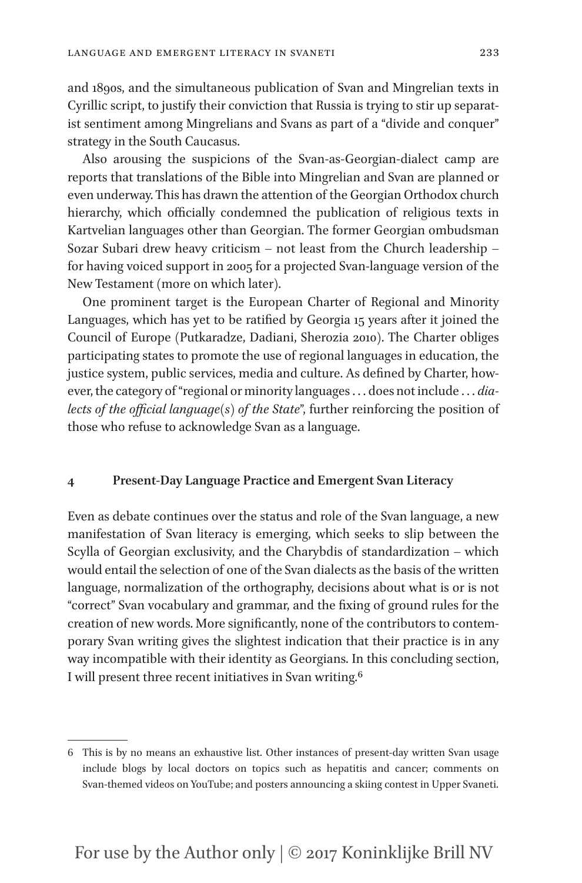and 1890s, and the simultaneous publication of Svan and Mingrelian texts in Cyrillic script, to justify their conviction that Russia is trying to stir up separatist sentiment among Mingrelians and Svans as part of a "divide and conquer" strategy in the South Caucasus.

Also arousing the suspicions of the Svan-as-Georgian-dialect camp are reports that translations of the Bible into Mingrelian and Svan are planned or even underway. This has drawn the attention of the Georgian Orthodox church hierarchy, which officially condemned the publication of religious texts in Kartvelian languages other than Georgian. The former Georgian ombudsman Sozar Subari drew heavy criticism – not least from the Church leadership – for having voiced support in 2005 for a projected Svan-language version of the New Testament (more on which later).

One prominent target is the European Charter of Regional and Minority Languages, which has yet to be ratified by Georgia 15 years after it joined the Council of Europe (Putkaradze, Dadiani, Sherozia 2010). The Charter obliges participating states to promote the use of regional languages in education, the justice system, public services, media and culture. As defined by Charter, however, the category of "regional or minority languages … does not include … *dialects of the official language(s) of the State*", further reinforcing the position of those who refuse to acknowledge Svan as a language.

## 4 Present-Day Language Practice and Emergent Svan Literacy

Even as debate continues over the status and role of the Svan language, a new manifestation of Svan literacy is emerging, which seeks to slip between the Scylla of Georgian exclusivity, and the Charybdis of standardization – which would entail the selection of one of the Svan dialects as the basis of the written language, normalization of the orthography, decisions about what is or is not "correct" Svan vocabulary and grammar, and the fixing of ground rules for the creation of new words. More significantly, none of the contributors to contemporary Svan writing gives the slightest indication that their practice is in any way incompatible with their identity as Georgians. In this concluding section, I will present three recent initiatives in Svan writing.[6]

---

6 This is by no means an exhaustive list. Other instances of present-day written Svan usage include blogs by local doctors on topics such as hepatitis and cancer; comments on Svan-themed videos on YouTube; and posters announcing a skiing contest in Upper Svaneti.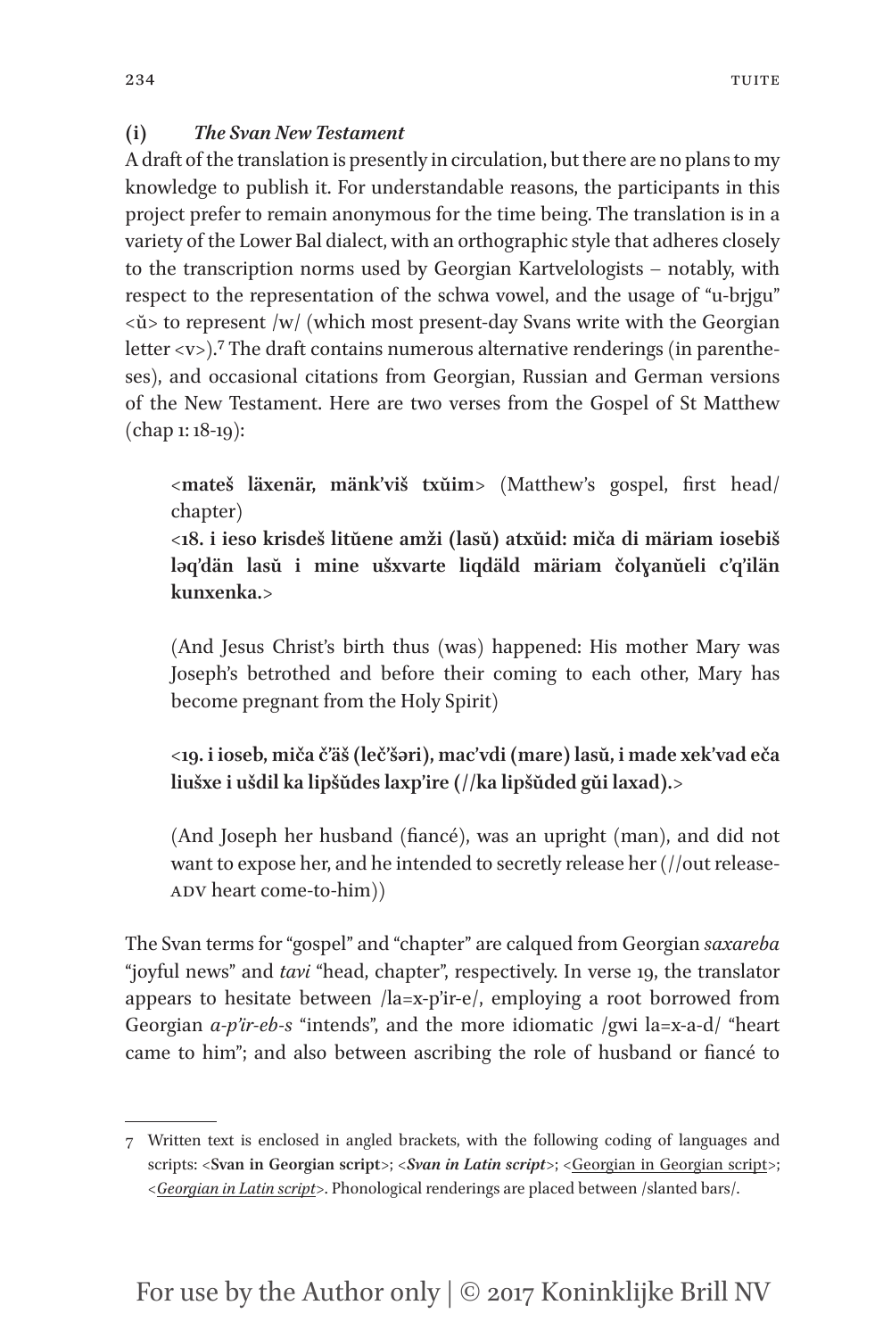### (i) *The Svan New Testament*

A draft of the translation is presently in circulation, but there are no plans to my knowledge to publish it. For understandable reasons, the participants in this project prefer to remain anonymous for the time being. The translation is in a variety of the Lower Bal dialect, with an orthographic style that adheres closely to the transcription norms used by Georgian Kartvelologists – notably, with respect to the representation of the schwa vowel, and the usage of "u-brjgu" <ŭ> to represent /w/ (which most present-day Svans write with the Georgian letter <v>).[7] The draft contains numerous alternative renderings (in parentheses), and occasional citations from Georgian, Russian and German versions of the New Testament. Here are two verses from the Gospel of St Matthew (chap 1: 18-19):

> <**mateš läxenär, mänk'viš txŭim**> (Matthew's gospel, first head/chapter)
>
> <**18. i ieso krisdeš litŭene amži (lasŭ) atxŭid: miča di märiam iosebiš ləq'dän lasŭ i mine ušxvarte liqdäld märiam čolɣanŭeli c'q'ilän kunxenka.**>
>
> (And Jesus Christ's birth thus (was) happened: His mother Mary was Joseph's betrothed and before their coming to each other, Mary has become pregnant from the Holy Spirit)
>
> <**19. i ioseb, miča č'äš (leč'šəri), mac'vdi (mare) lasŭ, i made xek'vad eča liušxe i ušdil ka lipšŭdes laxp'ire (//ka lipšŭded gŭi laxad).**>
>
> (And Joseph her husband (fiancé), was an upright (man), and did not want to expose her, and he intended to secretly release her (//out release-ADV heart come-to-him))

The Svan terms for "gospel" and "chapter" are calqued from Georgian *saxareba* "joyful news" and *tavi* "head, chapter", respectively. In verse 19, the translator appears to hesitate between /la=x-p'ir-e/, employing a root borrowed from Georgian *a-p'ir-eb-s* "intends", and the more idiomatic /gwi la=x-a-d/ "heart came to him"; and also between ascribing the role of husband or fiancé to

---

7 Written text is enclosed in angled brackets, with the following coding of languages and scripts: <**Svan in Georgian script**>; <***Svan in Latin script***>; <<u>Georgian in Georgian script</u>>; <<u>*Georgian in Latin script*</u>>. Phonological renderings are placed between /slanted bars/.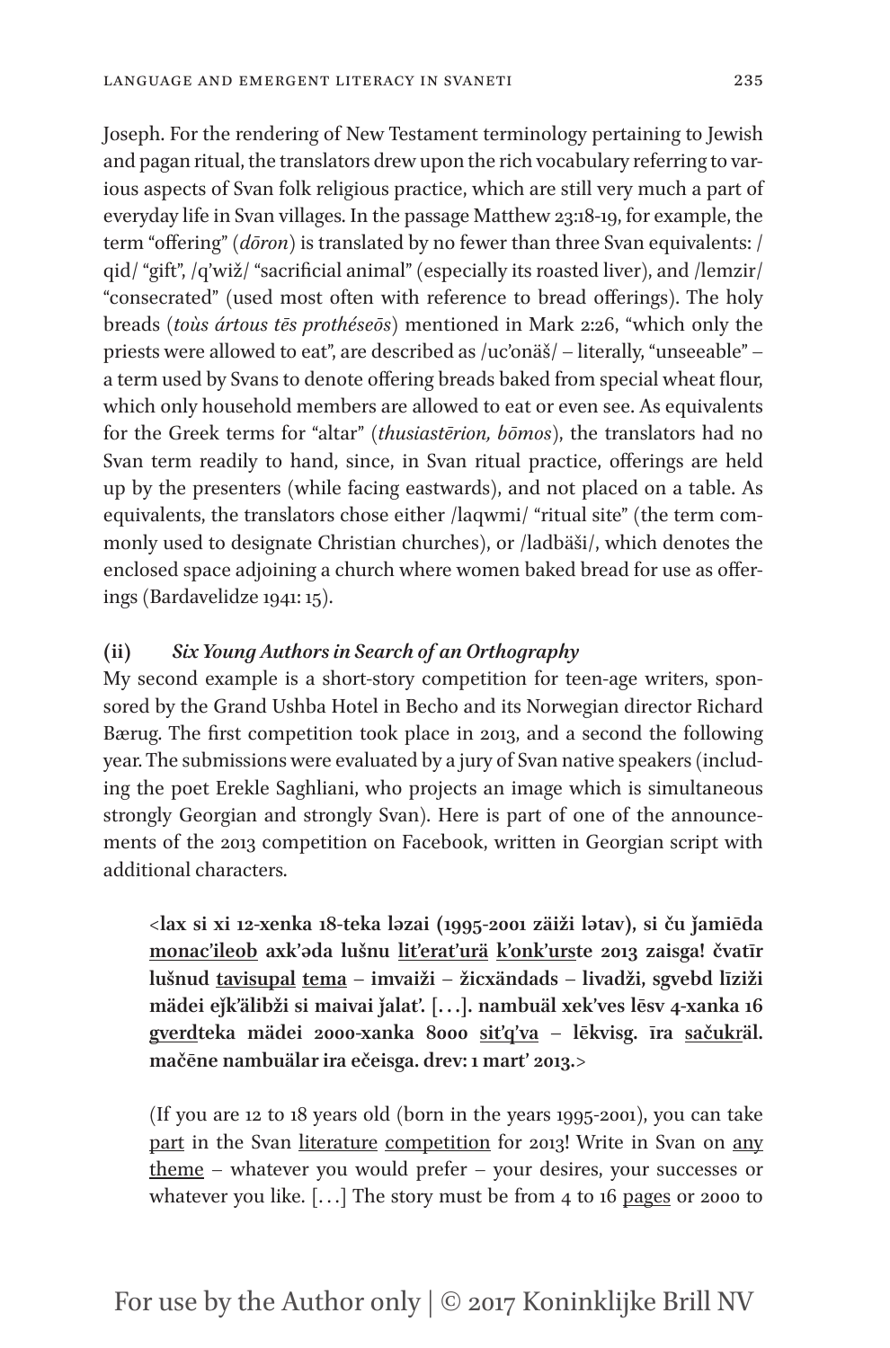Joseph. For the rendering of New Testament terminology pertaining to Jewish and pagan ritual, the translators drew upon the rich vocabulary referring to various aspects of Svan folk religious practice, which are still very much a part of everyday life in Svan villages. In the passage Matthew 23:18-19, for example, the term "offering" (*dōron*) is translated by no fewer than three Svan equivalents: /qid/ "gift", /q'wiž/ "sacrificial animal" (especially its roasted liver), and /lemzir/ "consecrated" (used most often with reference to bread offerings). The holy breads (*toùs ártous tēs prothéseōs*) mentioned in Mark 2:26, "which only the priests were allowed to eat", are described as /uc'onäš/ – literally, "unseeable" – a term used by Svans to denote offering breads baked from special wheat flour, which only household members are allowed to eat or even see. As equivalents for the Greek terms for "altar" (*thusiastērion, bōmos*), the translators had no Svan term readily to hand, since, in Svan ritual practice, offerings are held up by the presenters (while facing eastwards), and not placed on a table. As equivalents, the translators chose either /laqwmi/ "ritual site" (the term commonly used to designate Christian churches), or /ladbäši/, which denotes the enclosed space adjoining a church where women baked bread for use as offerings (Bardavelidze 1941: 15).

### (ii) *Six Young Authors in Search of an Orthography*

My second example is a short-story competition for teen-age writers, sponsored by the Grand Ushba Hotel in Becho and its Norwegian director Richard Bærug. The first competition took place in 2013, and a second the following year. The submissions were evaluated by a jury of Svan native speakers (including the poet Erekle Saghliani, who projects an image which is simultaneous strongly Georgian and strongly Svan). Here is part of one of the announcements of the 2013 competition on Facebook, written in Georgian script with additional characters.

> <**lax si xi 12-xenka 18-teka ləzai (1995-2001 zäiži lətav), si ču ǰamīēda <u>monac'ileob</u> axk'əda lušnu <u>lit'erat'urä</u> <u>k'onk'urs</u>te 2013 zaisga! čvatīr lušnud <u>tavisupal</u> <u>tema</u> – imvaiži – žicxändads – livadži, sgvebd līziži mädei eǰk'älibži si maivai ǰalat'. […]. nambuäl xek'ves lēsv 4-xanka 16 <u>gverd</u>teka mädei 2000-xanka 8000 <u>sit'q'va</u> – lēkvisg. īra <u>sačuk</u>räl. mačēne nambuälar ira ečeisga. drev: 1 mart' 2013.**>
>
> (If you are 12 to 18 years old (born in the years 1995-2001), you can take <u>part</u> in the Svan <u>literature</u> <u>competition</u> for 2013! Write in Svan on <u>any</u> <u>theme</u> – whatever you would prefer – your desires, your successes or whatever you like. […] The story must be from 4 to 16 <u>pages</u> or 2000 to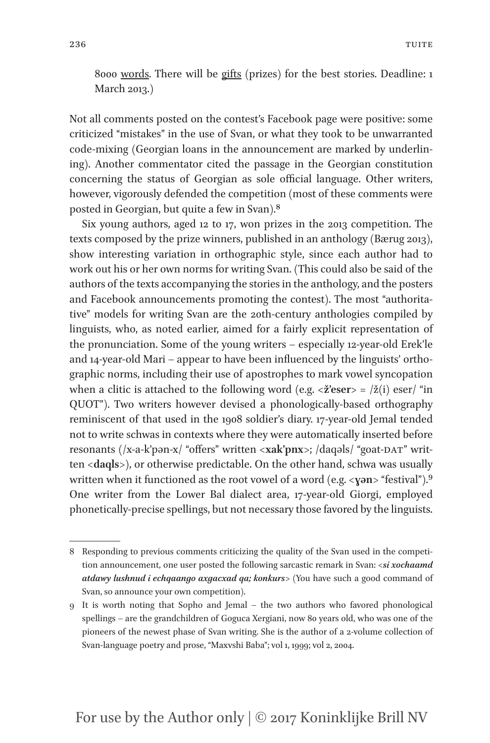8000 words. There will be gifts (prizes) for the best stories. Deadline: 1 March 2013.)

Not all comments posted on the contest's Facebook page were positive: some criticized "mistakes" in the use of Svan, or what they took to be unwarranted code-mixing (Georgian loans in the announcement are marked by underlining). Another commentator cited the passage in the Georgian constitution concerning the status of Georgian as sole official language. Other writers, however, vigorously defended the competition (most of these comments were posted in Georgian, but quite a few in Svan).[8]

Six young authors, aged 12 to 17, won prizes in the 2013 competition. The texts composed by the prize winners, published in an anthology (Bærug 2013), show interesting variation in orthographic style, since each author had to work out his or her own norms for writing Svan. (This could also be said of the authors of the texts accompanying the stories in the anthology, and the posters and Facebook announcements promoting the contest). The most "authoritative" models for writing Svan are the 20th-century anthologies compiled by linguists, who, as noted earlier, aimed for a fairly explicit representation of the pronunciation. Some of the young writers – especially 12-year-old Erek'le and 14-year-old Mari – appear to have been influenced by the linguists' orthographic norms, including their use of apostrophes to mark vowel syncopation when a clitic is attached to the following word (e.g. <**ž'eser**> = /ž(i) eser/ "in QUOT"). Two writers however devised a phonologically-based orthography reminiscent of that used in the 1908 soldier's diary. 17-year-old Jemal tended not to write schwas in contexts where they were automatically inserted before resonants (/x-a-k'pən-x/ "offers" written <**xak'pnx**>; /daqəls/ "goat-DAT" written <**daqls**>), or otherwise predictable. On the other hand, schwa was usually written when it functioned as the root vowel of a word (e.g. <**ɣən**> "festival").[9] One writer from the Lower Bal dialect area, 17-year-old Giorgi, employed phonetically-precise spellings, but not necessary those favored by the linguists.

---

8 Responding to previous comments criticizing the quality of the Svan used in the competition announcement, one user posted the following sarcastic remark in Svan: <***si xochaamd atdawy lushnud i echqaango axgacxad qa; konkurs***> (You have such a good command of Svan, so announce your own competition).

9 It is worth noting that Sopho and Jemal – the two authors who favored phonological spellings – are the grandchildren of Goguca Xergiani, now 80 years old, who was one of the pioneers of the newest phase of Svan writing. She is the author of a 2-volume collection of Svan-language poetry and prose, "Maxvshi Baba"; vol 1, 1999; vol 2, 2004.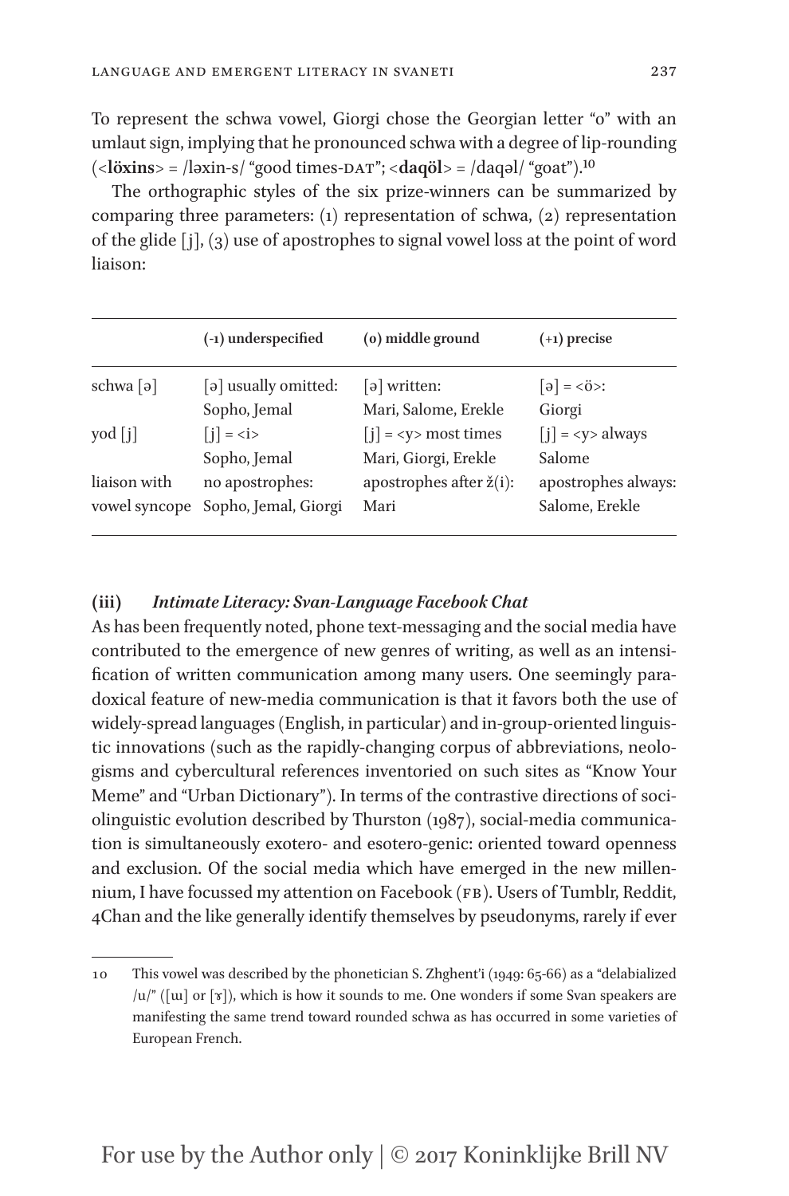To represent the schwa vowel, Giorgi chose the Georgian letter "o" with an umlaut sign, implying that he pronounced schwa with a degree of lip-rounding (<**löxins**> = /ləxin-s/ "good times-DAT"; <**daqöl**> = /daqəl/ "goat").[10]

The orthographic styles of the six prize-winners can be summarized by comparing three parameters: (1) representation of schwa, (2) representation of the glide [j], (3) use of apostrophes to signal vowel loss at the point of word liaison:

| | (-1) underspecified | (0) middle ground | (+1) precise |
|---|---|---|---|
| schwa [ə] | [ə] usually omitted: Sopho, Jemal | [ə] written: Mari, Salome, Erekle | [ə] = <ö>: Giorgi |
| yod [j] | [j] = <i> Sopho, Jemal | [j] = <y> most times Mari, Giorgi, Erekle | [j] = <y> always Salome |
| liaison with vowel syncope | no apostrophes: Sopho, Jemal, Giorgi | apostrophes after ž(i): Mari | apostrophes always: Salome, Erekle |

### (iii) *Intimate Literacy: Svan-Language Facebook Chat*

As has been frequently noted, phone text-messaging and the social media have contributed to the emergence of new genres of writing, as well as an intensification of written communication among many users. One seemingly paradoxical feature of new-media communication is that it favors both the use of widely-spread languages (English, in particular) and in-group-oriented linguistic innovations (such as the rapidly-changing corpus of abbreviations, neologisms and cybercultural references inventoried on such sites as "Know Your Meme" and "Urban Dictionary"). In terms of the contrastive directions of sociolinguistic evolution described by Thurston (1987), social-media communication is simultaneously exotero- and esotero-genic: oriented toward openness and exclusion. Of the social media which have emerged in the new millennium, I have focussed my attention on Facebook (FB). Users of Tumblr, Reddit, 4Chan and the like generally identify themselves by pseudonyms, rarely if ever

---

10 This vowel was described by the phonetician S. Zhghent'i (1949: 65-66) as a "delabialized /u/" ([ɯ] or [ɤ]), which is how it sounds to me. One wonders if some Svan speakers are manifesting the same trend toward rounded schwa as has occurred in some varieties of European French.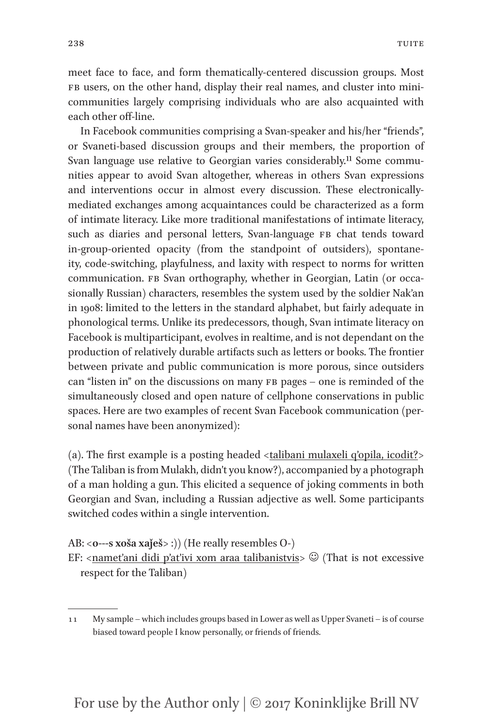meet face to face, and form thematically-centered discussion groups. Most FB users, on the other hand, display their real names, and cluster into mini-communities largely comprising individuals who are also acquainted with each other off-line.

In Facebook communities comprising a Svan-speaker and his/her "friends", or Svaneti-based discussion groups and their members, the proportion of Svan language use relative to Georgian varies considerably.[11] Some communities appear to avoid Svan altogether, whereas in others Svan expressions and interventions occur in almost every discussion. These electronically-mediated exchanges among acquaintances could be characterized as a form of intimate literacy. Like more traditional manifestations of intimate literacy, such as diaries and personal letters, Svan-language FB chat tends toward in-group-oriented opacity (from the standpoint of outsiders), spontaneity, code-switching, playfulness, and laxity with respect to norms for written communication. FB Svan orthography, whether in Georgian, Latin (or occasionally Russian) characters, resembles the system used by the soldier Nak'an in 1908: limited to the letters in the standard alphabet, but fairly adequate in phonological terms. Unlike its predecessors, though, Svan intimate literacy on Facebook is multiparticipant, evolves in realtime, and is not dependant on the production of relatively durable artifacts such as letters or books. The frontier between private and public communication is more porous, since outsiders can "listen in" on the discussions on many FB pages – one is reminded of the simultaneously closed and open nature of cellphone conservations in public spaces. Here are two examples of recent Svan Facebook communication (personal names have been anonymized):

(a). The first example is a posting headed <talibani mulaxeli q'opila, icodit?> (The Taliban is from Mulakh, didn't you know?), accompanied by a photograph of a man holding a gun. This elicited a sequence of joking comments in both Georgian and Svan, including a Russian adjective as well. Some participants switched codes within a single intervention.

AB: <**o---s xoša xaǰeš**> :)) (He really resembles O-)
EF: <namet'ani didi p'at'ivi xom araa talibanistvis> ☺ (That is not excessive respect for the Taliban)

11 My sample – which includes groups based in Lower as well as Upper Svaneti – is of course biased toward people I know personally, or friends of friends.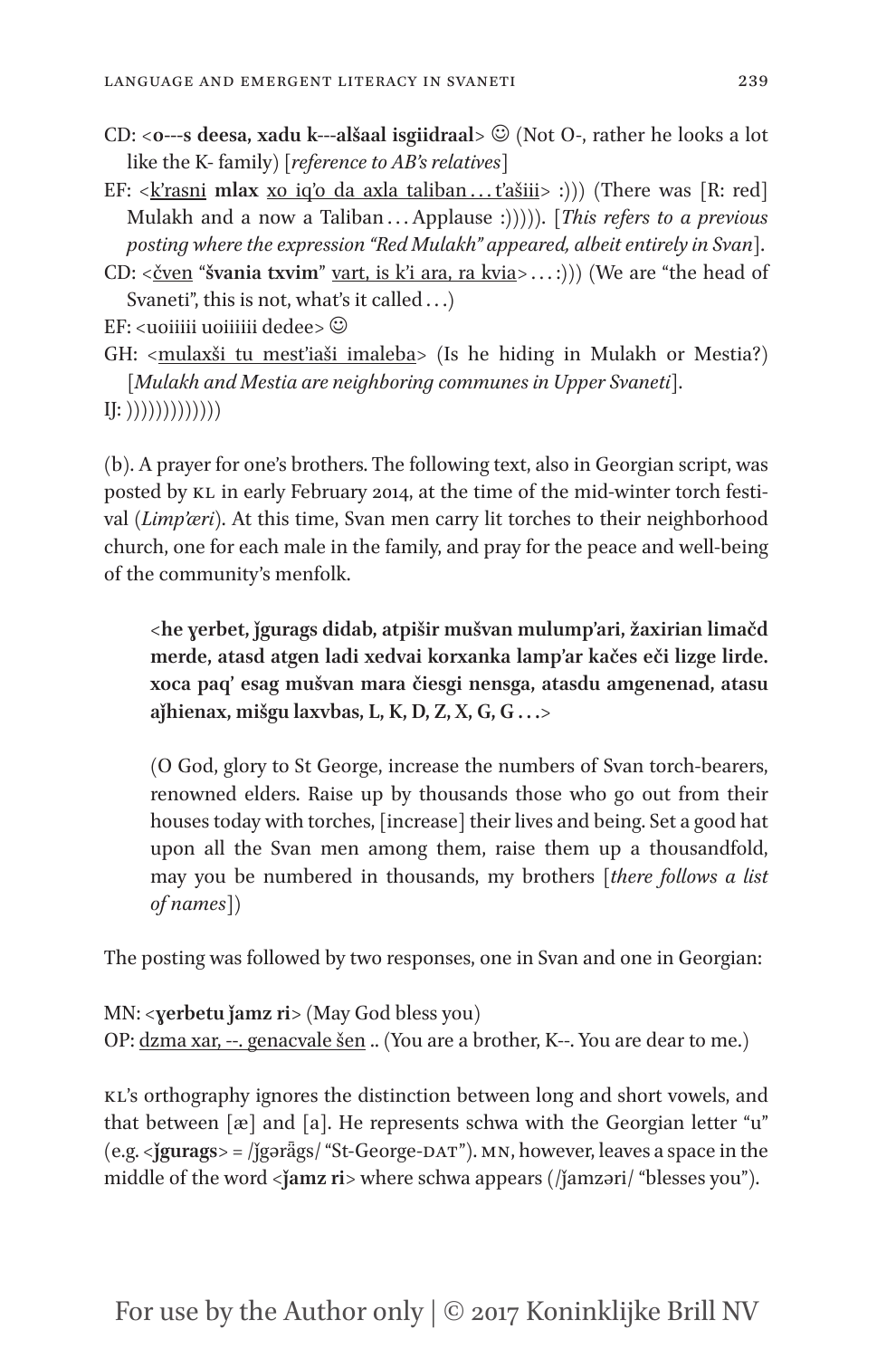CD: <**o---s deesa, xadu k---alšaal isgiidraal**> ☺ (Not O-, rather he looks a lot like the K- family) [*reference to AB's relatives*]

EF: <<u>k'rasni</u> **mlax** <u>xo iq'o da axla taliban . . . t'ašiii</u>> :))) (There was [R: red] Mulakh and a now a Taliban . . . Applause :))))). [*This refers to a previous posting where the expression "Red Mulakh" appeared, albeit entirely in Svan*].

CD: <<u>čven</u> "**švania txvim**" <u>vart, is k'i ara, ra kvia</u>> . . . :))) (We are "the head of Svaneti", this is not, what's it called . . .)

EF: <uoiiiii uoiiiiii dedee> ☺

GH: <<u>mulaxši tu mest'iaši imaleba</u>> (Is he hiding in Mulakh or Mestia?) [*Mulakh and Mestia are neighboring communes in Upper Svaneti*].

IJ: )))))))))))))

(b). A prayer for one's brothers. The following text, also in Georgian script, was posted by KL in early February 2014, at the time of the mid-winter torch festival (*Limp'æri*). At this time, Svan men carry lit torches to their neighborhood church, one for each male in the family, and pray for the peace and well-being of the community's menfolk.

> <**he ɣerbet, ǰgurags didab, atpišir mušvan mulump'ari, žaxirian limačd merde, atasd atgen ladi xedvai korxanka lamp'ar kačes eči lizge lirde. xoca paq' esag mušvan mara čiesgi nensga, atasdu amgenenad, atasu aǰhienax, mišgu laxvbas, L, K, D, Z, X, G, G . . .**>
>
> (O God, glory to St George, increase the numbers of Svan torch-bearers, renowned elders. Raise up by thousands those who go out from their houses today with torches, [increase] their lives and being. Set a good hat upon all the Svan men among them, raise them up a thousandfold, may you be numbered in thousands, my brothers [*there follows a list of names*])

The posting was followed by two responses, one in Svan and one in Georgian:

MN: <**ɣerbetu ǰamz ri**> (May God bless you)
OP: <u>dzma xar, --. genacvale šen</u> .. (You are a brother, K--. You are dear to me.)

KL's orthography ignores the distinction between long and short vowels, and that between [æ] and [a]. He represents schwa with the Georgian letter "u" (e.g. <**ǰgurags**> = /ǰgərägs/ "St-George-DAT"). MN, however, leaves a space in the middle of the word <**ǰamz ri**> where schwa appears (/ǰamzəri/ "blesses you").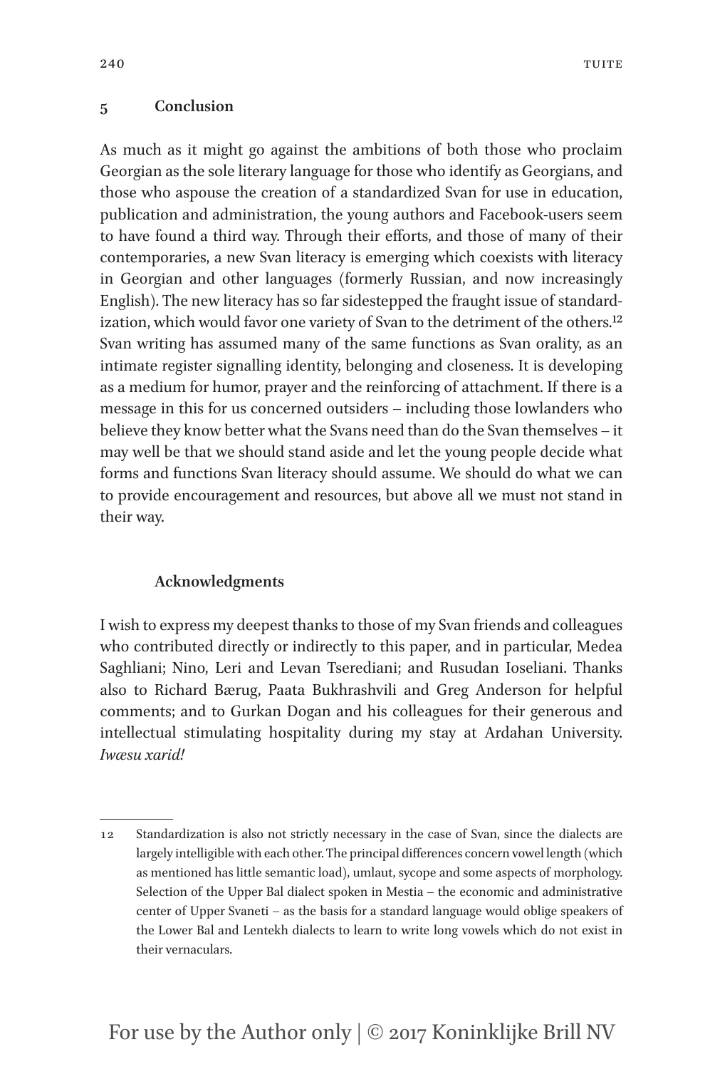## 5 Conclusion

As much as it might go against the ambitions of both those who proclaim Georgian as the sole literary language for those who identify as Georgians, and those who aspouse the creation of a standardized Svan for use in education, publication and administration, the young authors and Facebook-users seem to have found a third way. Through their efforts, and those of many of their contemporaries, a new Svan literacy is emerging which coexists with literacy in Georgian and other languages (formerly Russian, and now increasingly English). The new literacy has so far sidestepped the fraught issue of standardization, which would favor one variety of Svan to the detriment of the others.[12] Svan writing has assumed many of the same functions as Svan orality, as an intimate register signalling identity, belonging and closeness. It is developing as a medium for humor, prayer and the reinforcing of attachment. If there is a message in this for us concerned outsiders – including those lowlanders who believe they know better what the Svans need than do the Svan themselves – it may well be that we should stand aside and let the young people decide what forms and functions Svan literacy should assume. We should do what we can to provide encouragement and resources, but above all we must not stand in their way.

### Acknowledgments

I wish to express my deepest thanks to those of my Svan friends and colleagues who contributed directly or indirectly to this paper, and in particular, Medea Saghliani; Nino, Leri and Levan Tserediani; and Rusudan Ioseliani. Thanks also to Richard Bærug, Paata Bukhrashvili and Greg Anderson for helpful comments; and to Gurkan Dogan and his colleagues for their generous and intellectual stimulating hospitality during my stay at Ardahan University. *Iwæsu xarid!*

---

12 Standardization is also not strictly necessary in the case of Svan, since the dialects are largely intelligible with each other. The principal differences concern vowel length (which as mentioned has little semantic load), umlaut, sycope and some aspects of morphology. Selection of the Upper Bal dialect spoken in Mestia – the economic and administrative center of Upper Svaneti – as the basis for a standard language would oblige speakers of the Lower Bal and Lentekh dialects to learn to write long vowels which do not exist in their vernaculars.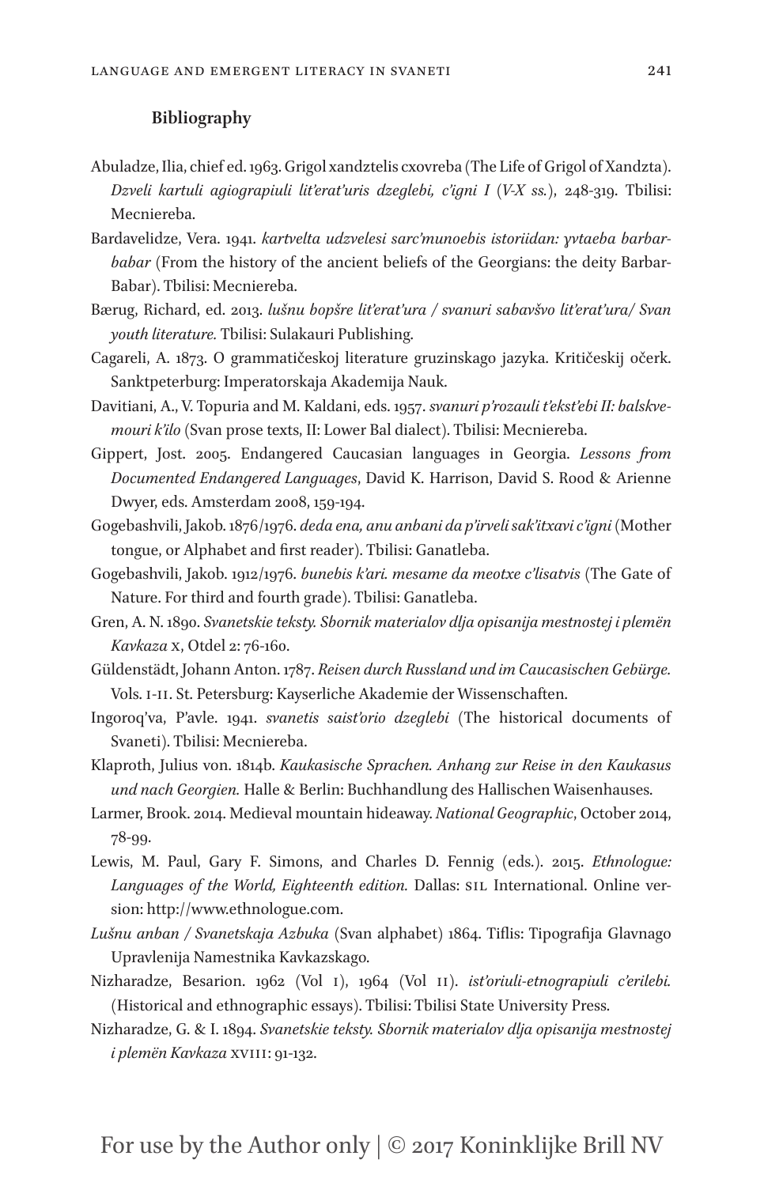### Bibliography

Abuladze, Ilia, chief ed. 1963. Grigol xandztelis cxovreba (The Life of Grigol of Xandzta). *Dzveli kartuli agiograpiuli lit'erat'uris dzeglebi, c'igni I* (*V-X ss.*), 248-319. Tbilisi: Mecniereba.

Bardavelidze, Vera. 1941. *kartvelta udzvelesi sarc'munoebis istoriidan: ɣvtaeba barbar-babar* (From the history of the ancient beliefs of the Georgians: the deity Barbar-Babar). Tbilisi: Mecniereba.

Bærug, Richard, ed. 2013. *lušnu bopšre lit'erat'ura / svanuri sabavšvo lit'erat'ura/ Svan youth literature.* Tbilisi: Sulakauri Publishing.

Cagareli, A. 1873. O grammatičeskoj literature gruzinskago jazyka. Kritičeskij očerk. Sanktpeterburg: Imperatorskaja Akademija Nauk.

Davitiani, A., V. Topuria and M. Kaldani, eds. 1957. *svanuri p'rozauli t'ekst'ebi II: balskvemouri k'ilo* (Svan prose texts, II: Lower Bal dialect). Tbilisi: Mecniereba.

Gippert, Jost. 2005. Endangered Caucasian languages in Georgia. *Lessons from Documented Endangered Languages*, David K. Harrison, David S. Rood & Arienne Dwyer, eds. Amsterdam 2008, 159-194.

Gogebashvili, Jakob. 1876/1976. *deda ena, anu anbani da p'irveli sak'itxavi c'igni* (Mother tongue, or Alphabet and first reader). Tbilisi: Ganatleba.

Gogebashvili, Jakob. 1912/1976. *bunebis k'ari. mesame da meotxe c'lisatvis* (The Gate of Nature. For third and fourth grade). Tbilisi: Ganatleba.

Gren, A. N. 1890. *Svanetskie teksty. Sbornik materialov dlja opisanija mestnostej i plemën Kavkaza* X, Otdel 2: 76-160.

Güldenstädt, Johann Anton. 1787. *Reisen durch Russland und im Caucasischen Gebürge.* Vols. I-II. St. Petersburg: Kayserliche Akademie der Wissenschaften.

Ingoroq'va, P'avle. 1941. *svanetis saist'orio dzeglebi* (The historical documents of Svaneti). Tbilisi: Mecniereba.

Klaproth, Julius von. 1814b. *Kaukasische Sprachen. Anhang zur Reise in den Kaukasus und nach Georgien.* Halle & Berlin: Buchhandlung des Hallischen Waisenhauses.

Larmer, Brook. 2014. Medieval mountain hideaway. *National Geographic*, October 2014, 78-99.

Lewis, M. Paul, Gary F. Simons, and Charles D. Fennig (eds.). 2015. *Ethnologue: Languages of the World, Eighteenth edition.* Dallas: SIL International. Online version: http://www.ethnologue.com.

*Lušnu anban / Svanetskaja Azbuka* (Svan alphabet) 1864. Tiflis: Tipografija Glavnago Upravlenija Namestnika Kavkazskago.

Nizharadze, Besarion. 1962 (Vol I), 1964 (Vol II). *ist'oriuli-etnograpiuli c'erilebi.* (Historical and ethnographic essays). Tbilisi: Tbilisi State University Press.

Nizharadze, G. & I. 1894. *Svanetskie teksty. Sbornik materialov dlja opisanija mestnostej i plemën Kavkaza* XVIII: 91-132.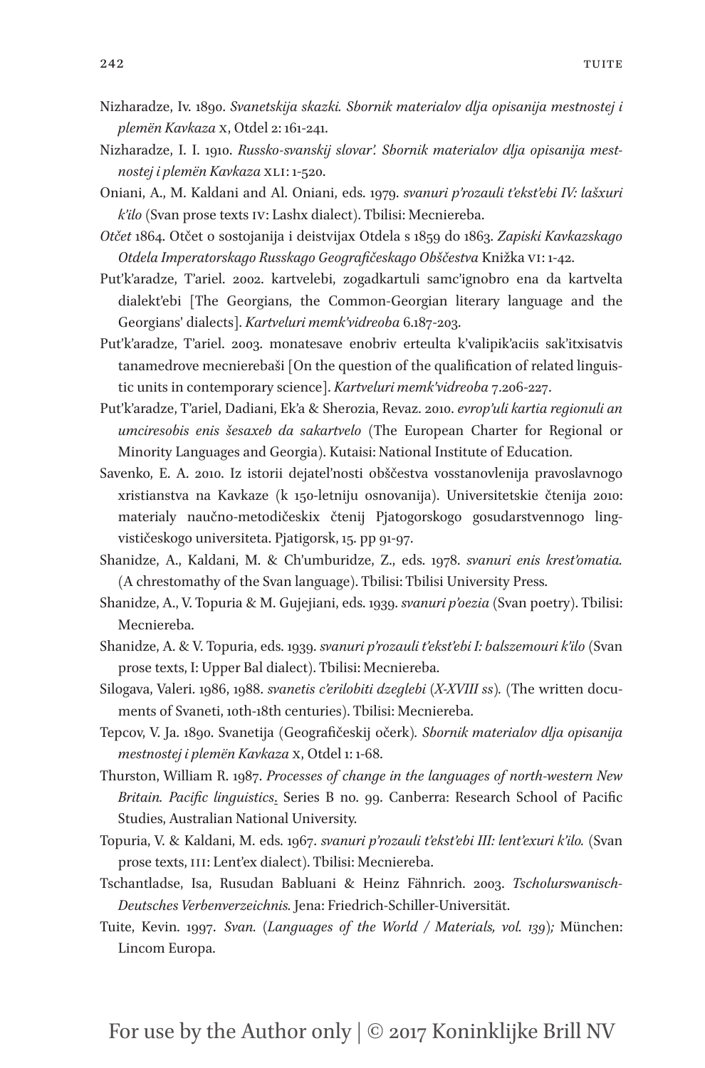Nizharadze, Iv. 1890. *Svanetskija skazki. Sbornik materialov dlja opisanija mestnostej i plemën Kavkaza* x, Otdel 2: 161-241.

Nizharadze, I. I. 1910. *Russko-svanskij slovar'. Sbornik materialov dlja opisanija mestnostej i plemën Kavkaza* XLI: 1-520.

Oniani, A., M. Kaldani and Al. Oniani, eds. 1979. *svanuri p'rozauli t'ekst'ebi IV: lašxuri k'ilo* (Svan prose texts IV: Lashx dialect). Tbilisi: Mecniereba.

*Otčet* 1864. Otčet o sostojanija i deistvijax Otdela s 1859 do 1863. *Zapiski Kavkazskago Otdela Imperatorskago Russkago Geografičeskago Obščestva* Knižka VI: 1-42.

Put'k'aradze, T'ariel. 2002. kartvelebi, zogadkartuli samc'ignobro ena da kartvelta dialekt'ebi [The Georgians, the Common-Georgian literary language and the Georgians' dialects]. *Kartveluri memk'vidreoba* 6.187-203.

Put'k'aradze, T'ariel. 2003. monatesave enobriv erteulta k'valipik'aciis sak'itxisatvis tanamedrove mecnierebaši [On the question of the qualification of related linguistic units in contemporary science]. *Kartveluri memk'vidreoba* 7.206-227.

Put'k'aradze, T'ariel, Dadiani, Ek'a & Sherozia, Revaz. 2010. *evrop'uli kartia regionuli an umciresobis enis šesaxeb da sakartvelo* (The European Charter for Regional or Minority Languages and Georgia). Kutaisi: National Institute of Education.

Savenko, E. A. 2010. Iz istorii dejatel'nosti obščestva vosstanovlenija pravoslavnogo xristianstva na Kavkaze (k 150-letniju osnovanija). Universitetskie čtenija 2010: materialy naučno-metodičeskix čtenij Pjatogorskogo gosudarstvennogo lingvističeskogo universiteta. Pjatigorsk, 15. pp 91-97.

Shanidze, A., Kaldani, M. & Ch'umburidze, Z., eds. 1978. *svanuri enis krest'omatia.* (A chrestomathy of the Svan language). Tbilisi: Tbilisi University Press.

Shanidze, A., V. Topuria & M. Gujejiani, eds. 1939. *svanuri p'oezia* (Svan poetry). Tbilisi: Mecniereba.

Shanidze, A. & V. Topuria, eds. 1939. *svanuri p'rozauli t'ekst'ebi I: balszemouri k'ilo* (Svan prose texts, I: Upper Bal dialect). Tbilisi: Mecniereba.

Silogava, Valeri. 1986, 1988. *svanetis c'erilobiti dzeglebi* (*X-XVIII ss*). (The written documents of Svaneti, 10th-18th centuries). Tbilisi: Mecniereba.

Tepcov, V. Ja. 1890. Svanetija (Geografičeskij očerk). *Sbornik materialov dlja opisanija mestnostej i plemën Kavkaza* x, Otdel 1: 1-68.

Thurston, William R. 1987. *Processes of change in the languages of north-western New Britain. Pacific linguistics*. Series B no. 99. Canberra: Research School of Pacific Studies, Australian National University.

Topuria, V. & Kaldani, M. eds. 1967. *svanuri p'rozauli t'ekst'ebi III: lent'exuri k'ilo.* (Svan prose texts, III: Lent'ex dialect). Tbilisi: Mecniereba.

Tschantladse, Isa, Rusudan Babluani & Heinz Fähnrich. 2003. *Tscholurswanisch-Deutsches Verbenverzeichnis.* Jena: Friedrich-Schiller-Universität.

Tuite, Kevin. 1997. *Svan.* (*Languages of the World / Materials, vol. 139*)*;* München: Lincom Europa.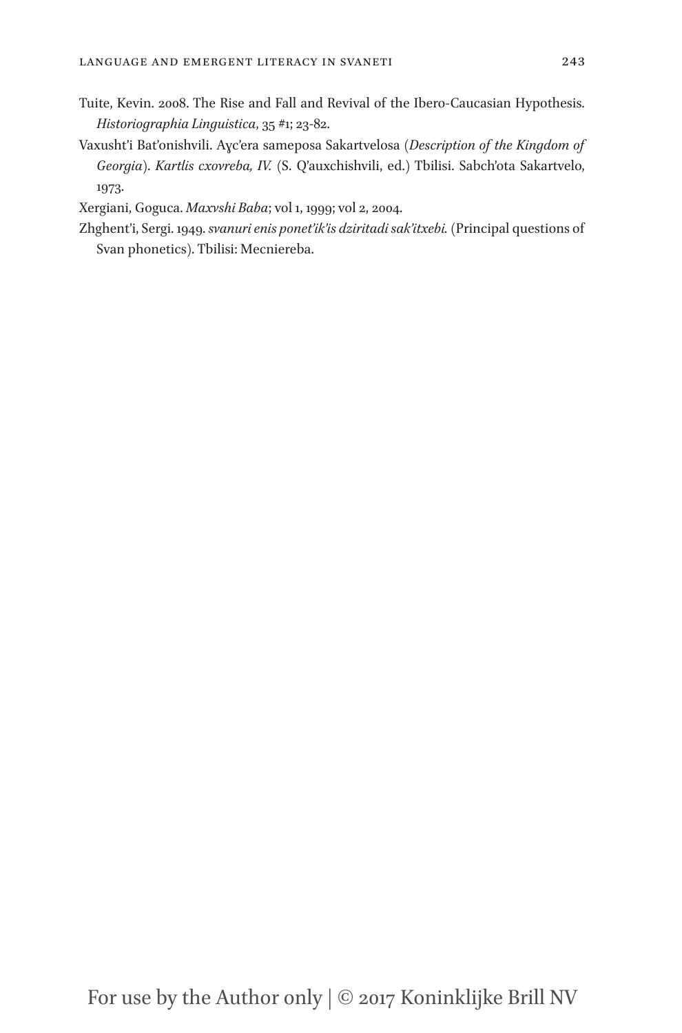Tuite, Kevin. 2008. The Rise and Fall and Revival of the Ibero-Caucasian Hypothesis. *Historiographia Linguistica*, 35 #1; 23-82.

Vaxusht'i Bat'onishvili. Aɣc'era sameposa Sakartvelosa (*Description of the Kingdom of Georgia*). *Kartlis cxovreba, IV.* (S. Q'auxchishvili, ed.) Tbilisi. Sabch'ota Sakartvelo, 1973.

Xergiani, Goguca. *Maxvshi Baba*; vol 1, 1999; vol 2, 2004.

Zhghent'i, Sergi. 1949. *svanuri enis ponet'ik'is dziritadi sak'itxebi.* (Principal questions of Svan phonetics). Tbilisi: Mecniereba.

For use by the Author only | © 2017 Koninklijke Brill NV